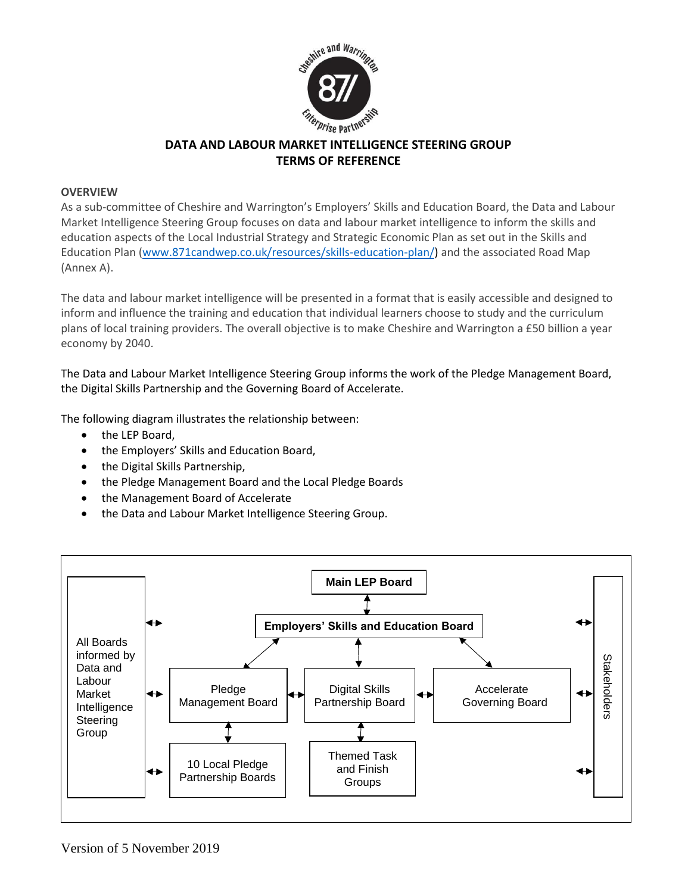# DATA AND LABOUR MARKET INTELLIGENCE STEERING GROUP
# TERMS OF REFERENCE

## OVERVIEW

As a sub-committee of Cheshire and Warrington's Employers' Skills and Education Board, the Data and Labour Market Intelligence Steering Group focuses on data and labour market intelligence to inform the skills and education aspects of the Local Industrial Strategy and Strategic Economic Plan as set out in the Skills and Education Plan (www.871candwep.co.uk/resources/skills-education-plan/) and the associated Road Map (Annex A).

The data and labour market intelligence will be presented in a format that is easily accessible and designed to inform and influence the training and education that individual learners choose to study and the curriculum plans of local training providers. The overall objective is to make Cheshire and Warrington a £50 billion a year economy by 2040.

The Data and Labour Market Intelligence Steering Group informs the work of the Pledge Management Board, the Digital Skills Partnership and the Governing Board of Accelerate.

The following diagram illustrates the relationship between:

- the LEP Board,
- the Employers' Skills and Education Board,
- the Digital Skills Partnership,
- the Pledge Management Board and the Local Pledge Boards
- the Management Board of Accelerate
- the Data and Labour Market Intelligence Steering Group.

**Main LEP Board**

**Employers' Skills and Education Board**

Pledge Management Board

Digital Skills Partnership Board

Accelerate Governing Board

10 Local Pledge Partnership Boards

Themed Task and Finish Groups

All Boards informed by Data and Labour Market Intelligence Steering Group

Stakeholders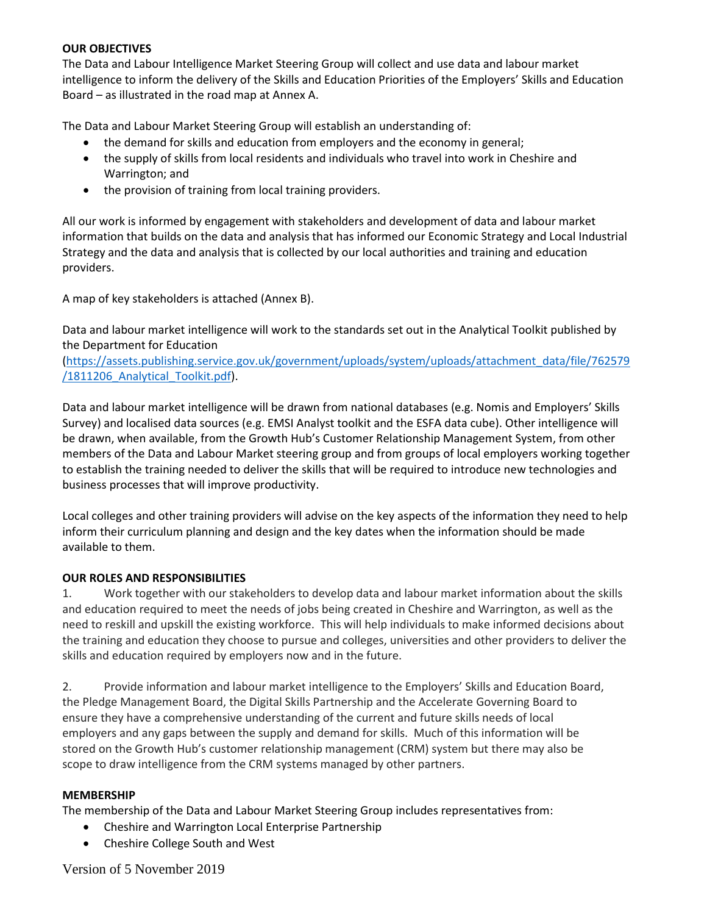**OUR OBJECTIVES**

The Data and Labour Intelligence Market Steering Group will collect and use data and labour market intelligence to inform the delivery of the Skills and Education Priorities of the Employers' Skills and Education Board – as illustrated in the road map at Annex A.

The Data and Labour Market Steering Group will establish an understanding of:

- the demand for skills and education from employers and the economy in general;
- the supply of skills from local residents and individuals who travel into work in Cheshire and Warrington; and
- the provision of training from local training providers.

All our work is informed by engagement with stakeholders and development of data and labour market information that builds on the data and analysis that has informed our Economic Strategy and Local Industrial Strategy and the data and analysis that is collected by our local authorities and training and education providers.

A map of key stakeholders is attached (Annex B).

Data and labour market intelligence will work to the standards set out in the Analytical Toolkit published by the Department for Education (https://assets.publishing.service.gov.uk/government/uploads/system/uploads/attachment_data/file/762579/1811206_Analytical_Toolkit.pdf).

Data and labour market intelligence will be drawn from national databases (e.g. Nomis and Employers' Skills Survey) and localised data sources (e.g. EMSI Analyst toolkit and the ESFA data cube). Other intelligence will be drawn, when available, from the Growth Hub's Customer Relationship Management System, from other members of the Data and Labour Market steering group and from groups of local employers working together to establish the training needed to deliver the skills that will be required to introduce new technologies and business processes that will improve productivity.

Local colleges and other training providers will advise on the key aspects of the information they need to help inform their curriculum planning and design and the key dates when the information should be made available to them.

**OUR ROLES AND RESPONSIBILITIES**

1. Work together with our stakeholders to develop data and labour market information about the skills and education required to meet the needs of jobs being created in Cheshire and Warrington, as well as the need to reskill and upskill the existing workforce. This will help individuals to make informed decisions about the training and education they choose to pursue and colleges, universities and other providers to deliver the skills and education required by employers now and in the future.

2. Provide information and labour market intelligence to the Employers' Skills and Education Board, the Pledge Management Board, the Digital Skills Partnership and the Accelerate Governing Board to ensure they have a comprehensive understanding of the current and future skills needs of local employers and any gaps between the supply and demand for skills. Much of this information will be stored on the Growth Hub's customer relationship management (CRM) system but there may also be scope to draw intelligence from the CRM systems managed by other partners.

**MEMBERSHIP**

The membership of the Data and Labour Market Steering Group includes representatives from:

- Cheshire and Warrington Local Enterprise Partnership
- Cheshire College South and West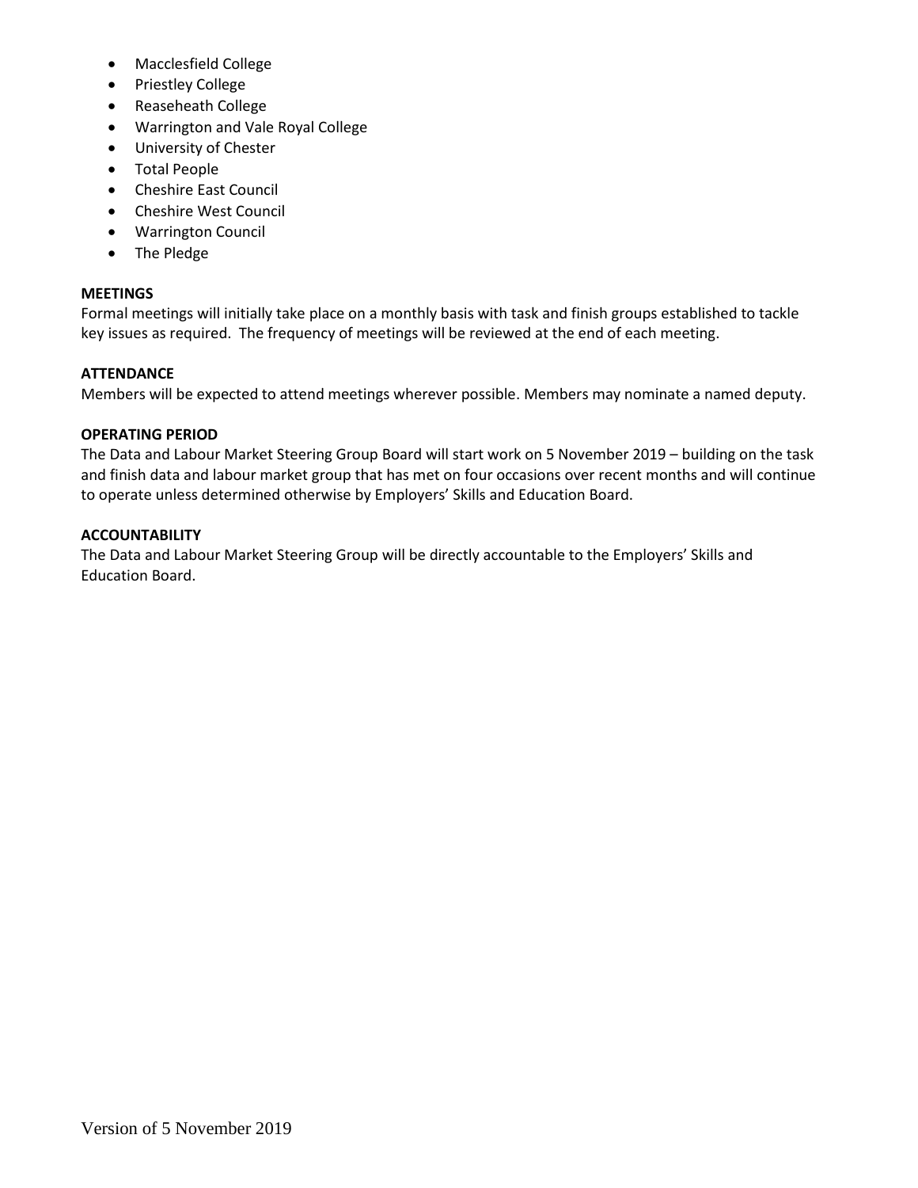- Macclesfield College
- Priestley College
- Reaseheath College
- Warrington and Vale Royal College
- University of Chester
- Total People
- Cheshire East Council
- Cheshire West Council
- Warrington Council
- The Pledge

**MEETINGS**

Formal meetings will initially take place on a monthly basis with task and finish groups established to tackle key issues as required. The frequency of meetings will be reviewed at the end of each meeting.

**ATTENDANCE**

Members will be expected to attend meetings wherever possible. Members may nominate a named deputy.

**OPERATING PERIOD**

The Data and Labour Market Steering Group Board will start work on 5 November 2019 – building on the task and finish data and labour market group that has met on four occasions over recent months and will continue to operate unless determined otherwise by Employers' Skills and Education Board.

**ACCOUNTABILITY**

The Data and Labour Market Steering Group will be directly accountable to the Employers' Skills and Education Board.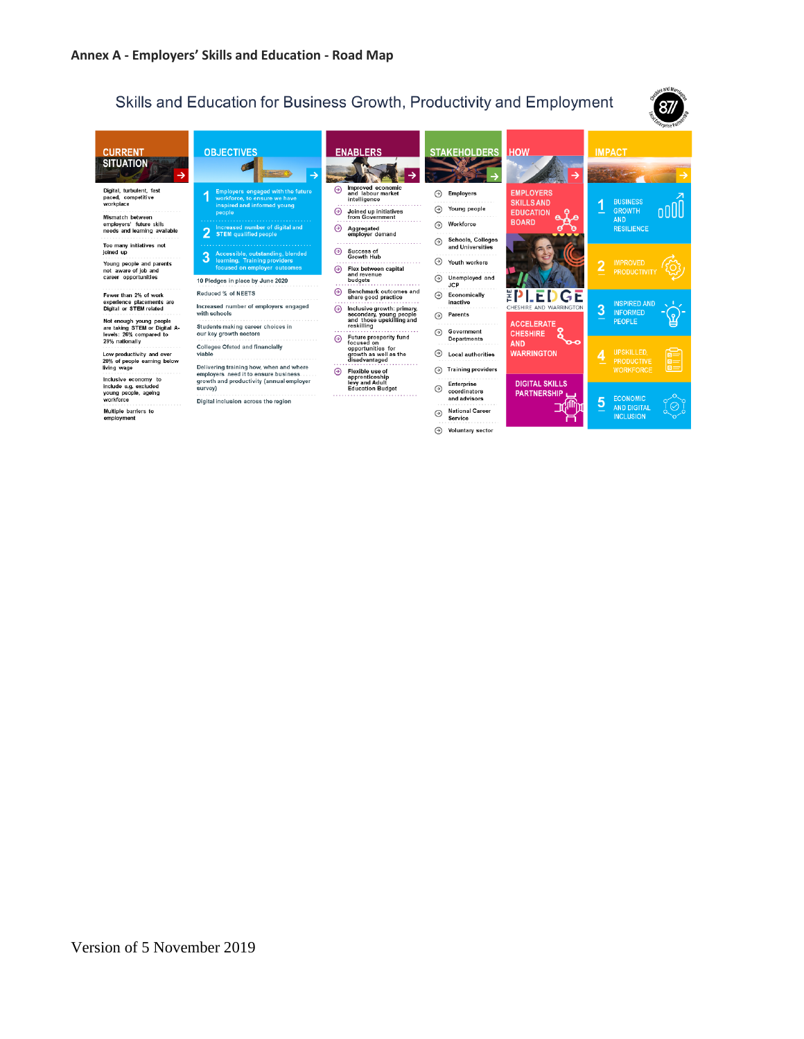# Annex A - Employers' Skills and Education - Road Map

## Skills and Education for Business Growth, Productivity and Employment

Cheshire and Warrington Local Enterprise Partnership

### CURRENT SITUATION

- Digital, turbulent, fast paced, competitive workplace
- Mismatch between employers' future skills needs and learning available
- Too many initiatives not joined up
- Young people and parents not aware of job and career opportunities
- Fewer than 2% of work experience placements are Digital or STEM related
- Not enough young people are taking STEM or Digital A-levels: 26% compared to 28% nationally
- Low productivity and over 20% of people earning below living wage
- Inclusive economy to include e.g. excluded young people, ageing workforce
- Multiple barriers to employment

### OBJECTIVES

1. Employers engaged with the future workforce, to ensure we have inspired and informed young people
2. Increased number of digital and STEM qualified people
3. Accessible, outstanding, blended learning. Training providers focused on employer outcomes

- 10 Pledges in place by June 2020
- Reduced % of NEETS
- Increased number of employers engaged with schools
- Students making career choices in our key growth sectors
- Colleges Ofsted and financially viable
- Delivering training how, when and where employers need it to ensure business growth and productivity (annual employer survey)
- Digital inclusion across the region

### ENABLERS

- Improved economic and labour market intelligence
- Joined up initiatives from Government
- Aggregated employer demand
- Success of Growth Hub
- Flex between capital and revenue budgets
- Benchmark outcomes and share good practice
- Inclusive growth: primary, secondary, young people and those upskilling and reskilling
- Future prosperity fund focused on opportunities for growth as well as the disadvantaged
- Flexible use of apprenticeship levy and Adult Education Budget

### STAKEHOLDERS

- Employers
- Young people
- Workforce
- Schools, Colleges and Universities
- Youth workers
- Unemployed and JCP
- Economically inactive
- Parents
- Government Departments
- Local authorities
- Training providers
- Enterprise coordinators and advisors
- National Career Service
- Voluntary sector

### HOW

- EMPLOYERS SKILLS AND EDUCATION BOARD
- THE PLEDGE CHESHIRE AND WARRINGTON
- ACCELERATE CHESHIRE AND WARRINGTON
- DIGITAL SKILLS PARTNERSHIP

### IMPACT

1. BUSINESS GROWTH AND RESILIENCE
2. IMPROVED PRODUCTIVITY
3. INSPIRED AND INFORMED PEOPLE
4. UPSKILLED, PRODUCTIVE WORKFORCE
5. ECONOMIC AND DIGITAL INCLUSION

Version of 5 November 2019